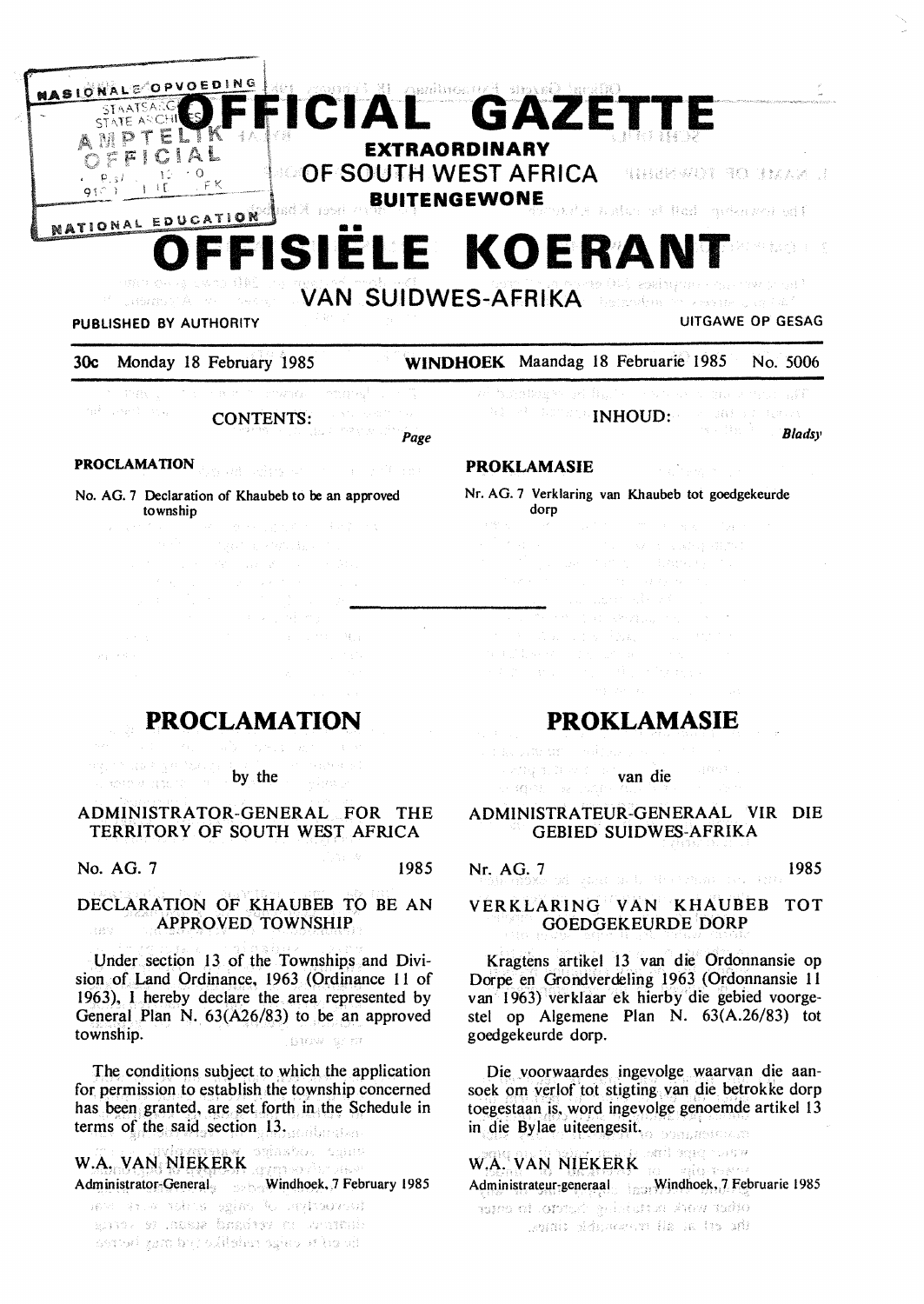# OFFICIAL GAZETTE

**EXTRAORDINARY**

## OF SOUTH WEST AFRICA

**BUITENGEWONE**

# OFFISIËLE KOERANT

## VAN SUIDWES-AFRIKA

PUBLISHED BY AUTHORITY — UITGAWE OP GESAG

30c Monday 18 February 1985 — **WINDHOEK** Maandag 18 Februarie 1985 — No. 5006

### CONTENTS:

*Page*

**PROCLAMATION**

No. AG. 7 Declaration of Khaubeb to be an approved township

### INHOUD:

*Bladsy*

**PROKLAMASIE**

Nr. AG. 7 Verklaring van Khaubeb tot goedgekeurde dorp

---

## PROCLAMATION

by the

### ADMINISTRATOR-GENERAL FOR THE TERRITORY OF SOUTH WEST AFRICA

No. AG. 7 — 1985

### DECLARATION OF KHAUBEB TO BE AN APPROVED TOWNSHIP

Under section 13 of the Townships and Division of Land Ordinance, 1963 (Ordinance 11 of 1963), I hereby declare the area represented by General Plan N. 63(A26/83) to be an approved township.

The conditions subject to which the application for permission to establish the township concerned has been granted, are set forth in the Schedule in terms of the said section 13.

W.A. VAN NIEKERK
Administrator-General — Windhoek, 7 February 1985

## PROKLAMASIE

van die

### ADMINISTRATEUR-GENERAAL VIR DIE GEBIED SUIDWES-AFRIKA

Nr. AG. 7 — 1985

### VERKLARING VAN KHAUBEB TOT GOEDGEKEURDE DORP

Kragtens artikel 13 van die Ordonnansie op Dorpe en Grondverdeling 1963 (Ordonnansie 11 van 1963) verklaar ek hierby die gebied voorgestel op Algemene Plan N. 63(A.26/83) tot goedgekeurde dorp.

Die voorwaardes ingevolge waarvan die aansoek om verlof tot stigting van die betrokke dorp toegestaan is, word ingevolge genoemde artikel 13 in die Bylae uiteengesit.

W.A. VAN NIEKERK
Administrateur-generaal — Windhoek, 7 Februarie 1985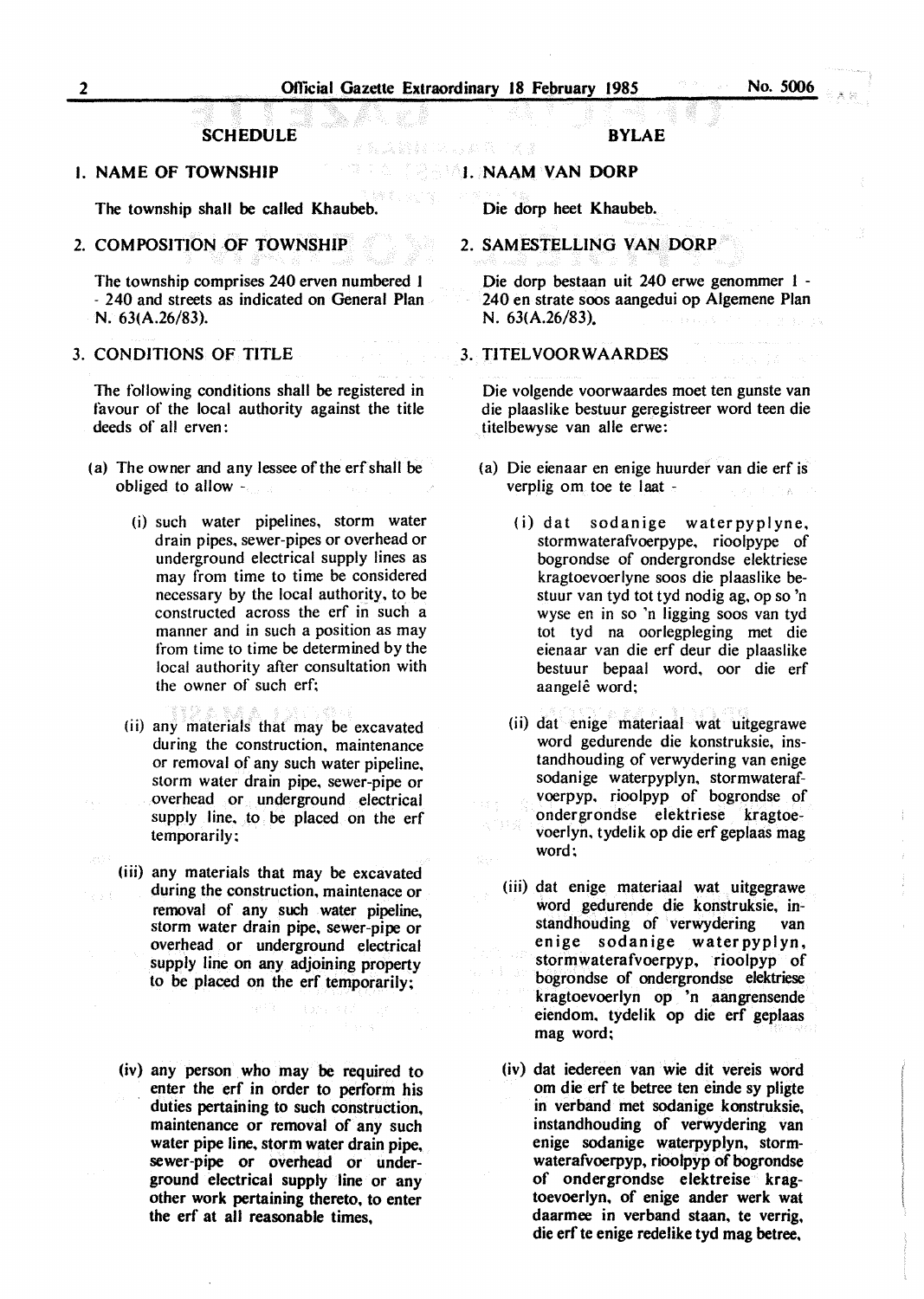## SCHEDULE

1. NAME OF TOWNSHIP

The township shall be called Khaubeb.

2. COMPOSITION OF TOWNSHIP

The township comprises 240 erven numbered 1 - 240 and streets as indicated on General Plan N. 63(A.26/83).

3. CONDITIONS OF TITLE

The following conditions shall be registered in favour of the local authority against the title deeds of all erven:

(a) The owner and any lessee of the erf shall be obliged to allow -

(i) such water pipelines, storm water drain pipes, sewer-pipes or overhead or underground electrical supply lines as may from time to time be considered necessary by the local authority, to be constructed across the erf in such a manner and in such a position as may from time to time be determined by the local authority after consultation with the owner of such erf;

(ii) any materials that may be excavated during the construction, maintenance or removal of any such water pipeline, storm water drain pipe, sewer-pipe or overhead or underground electrical supply line, to be placed on the erf temporarily;

(iii) any materials that may be excavated during the construction, maintenace or removal of any such water pipeline, storm water drain pipe, sewer-pipe or overhead or underground electrical supply line on any adjoining property to be placed on the erf temporarily;

(iv) any person who may be required to enter the erf in order to perform his duties pertaining to such construction, maintenance or removal of any such water pipe line, storm water drain pipe, sewer-pipe or overhead or underground electrical supply line or any other work pertaining thereto, to enter the erf at all reasonable times,

## BYLAE

1. NAAM VAN DORP

Die dorp heet Khaubeb.

2. SAMESTELLING VAN DORP

Die dorp bestaan uit 240 erwe genommer 1 - 240 en strate soos aangedui op Algemene Plan N. 63(A.26/83).

3. TITELVOORWAARDES

Die volgende voorwaardes moet ten gunste van die plaaslike bestuur geregistreer word teen die titelbewyse van alle erwe:

(a) Die eienaar en enige huurder van die erf is verplig om toe te laat -

(i) dat sodanige waterpyplyne, stormwaterafvoerpype, rioolpype of bogrondse of ondergrondse elektriese kragtoevoerlyne soos die plaaslike bestuur van tyd tot tyd nodig ag, op so 'n wyse en in so 'n ligging soos van tyd tot tyd na oorlegpleging met die eienaar van die erf deur die plaaslike bestuur bepaal word, oor die erf aangelê word;

(ii) dat enige materiaal wat uitgegrawe word gedurende die konstruksie, instandhouding of verwydering van enige sodanige waterpyplyn, stormwaterafvoerpyp, rioolpyp of bogrondse of ondergrondse elektriese kragtoevoerlyn, tydelik op die erf geplaas mag word;

(iii) dat enige materiaal wat uitgegrawe word gedurende die konstruksie, instandhouding of verwydering van enige sodanige waterpyplyn, stormwaterafvoerpyp, rioolpyp of bogrondse of ondergrondse elektriese kragtoevoerlyn op 'n aangrensende eiendom, tydelik op die erf geplaas mag word;

(iv) dat iedereen van wie dit vereis word om die erf te betree ten einde sy pligte in verband met sodanige konstruksie, instandhouding of verwydering van enige sodanige waterpyplyn, stormwaterafvoerpyp, rioolpyp of bogrondse of ondergrondse elektreise kragtoevoerlyn, of enige ander werk wat daarmee in verband staan, te verrig, die erf te enige redelike tyd mag betree,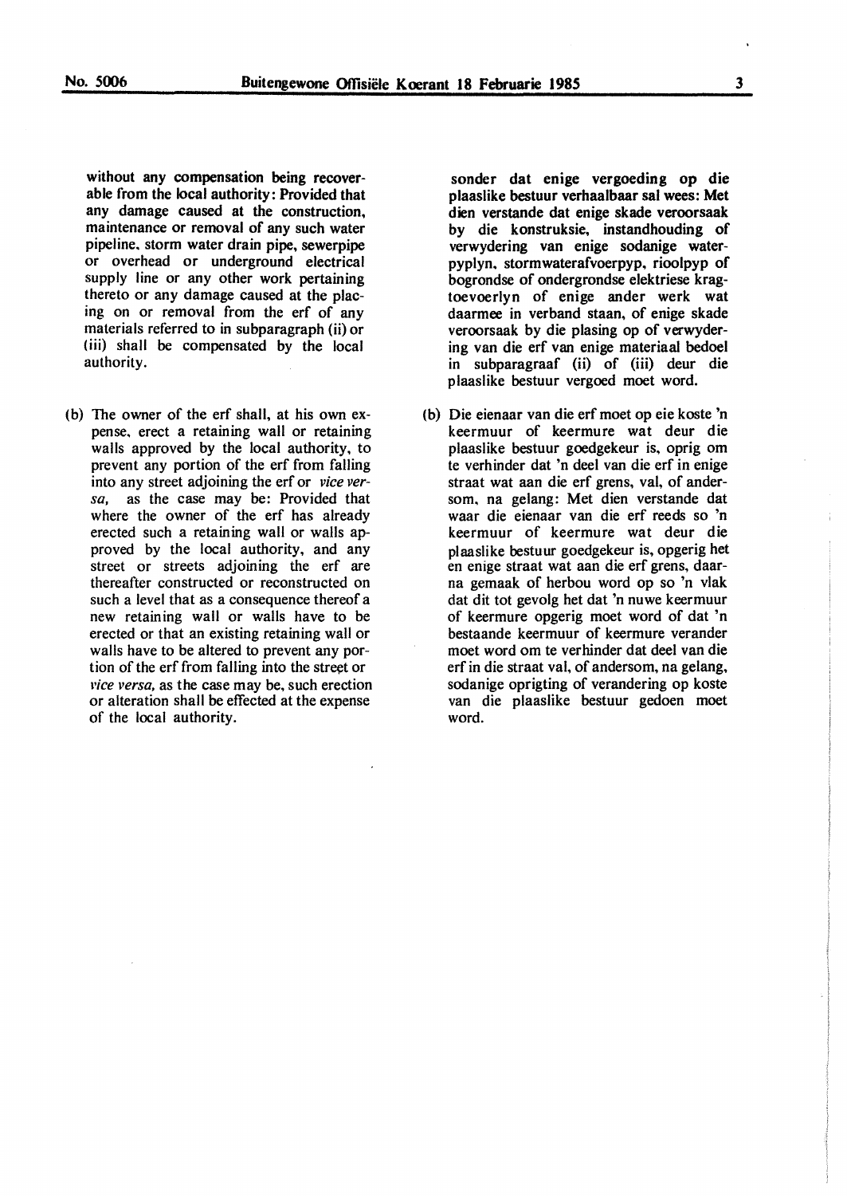without any compensation being recoverable from the local authority: Provided that any damage caused at the construction, maintenance or removal of any such water pipeline, storm water drain pipe, sewerpipe or overhead or underground electrical supply line or any other work pertaining thereto or any damage caused at the placing on or removal from the erf of any materials referred to in subparagraph (ii) or (iii) shall be compensated by the local authority.

(b) The owner of the erf shall, at his own expense, erect a retaining wall or retaining walls approved by the local authority, to prevent any portion of the erf from falling into any street adjoining the erf or *vice versa*, as the case may be: Provided that where the owner of the erf has already erected such a retaining wall or walls approved by the local authority, and any street or streets adjoining the erf are thereafter constructed or reconstructed on such a level that as a consequence thereof a new retaining wall or walls have to be erected or that an existing retaining wall or walls have to be altered to prevent any portion of the erf from falling into the street or *vice versa*, as the case may be, such erection or alteration shall be effected at the expense of the local authority.

sonder dat enige vergoeding op die plaaslike bestuur verhaalbaar sal wees: Met dien verstande dat enige skade veroorsaak by die konstruksie, instandhouding of verwydering van enige sodanige waterpyplyn, stormwaterafvoerpyp, rioolpyp of bogrondse of ondergrondse elektriese kragtoevoerlyn of enige ander werk wat daarmee in verband staan, of enige skade veroorsaak by die plasing op of verwydering van die erf van enige materiaal bedoel in subparagraaf (ii) of (iii) deur die plaaslike bestuur vergoed moet word.

(b) Die eienaar van die erf moet op eie koste 'n keermuur of keermure wat deur die plaaslike bestuur goedgekeur is, oprig om te verhinder dat 'n deel van die erf in enige straat wat aan die erf grens, val, of andersom, na gelang: Met dien verstande dat waar die eienaar van die erf reeds so 'n keermuur of keermure wat deur die plaaslike bestuur goedgekeur is, opgerig het en enige straat wat aan die erf grens, daarna gemaak of herbou word op so 'n vlak dat dit tot gevolg het dat 'n nuwe keermuur of keermure opgerig moet word of dat 'n bestaande keermuur of keermure verander moet word om te verhinder dat deel van die erf in die straat val, of andersom, na gelang, sodanige oprigting of verandering op koste van die plaaslike bestuur gedoen moet word.